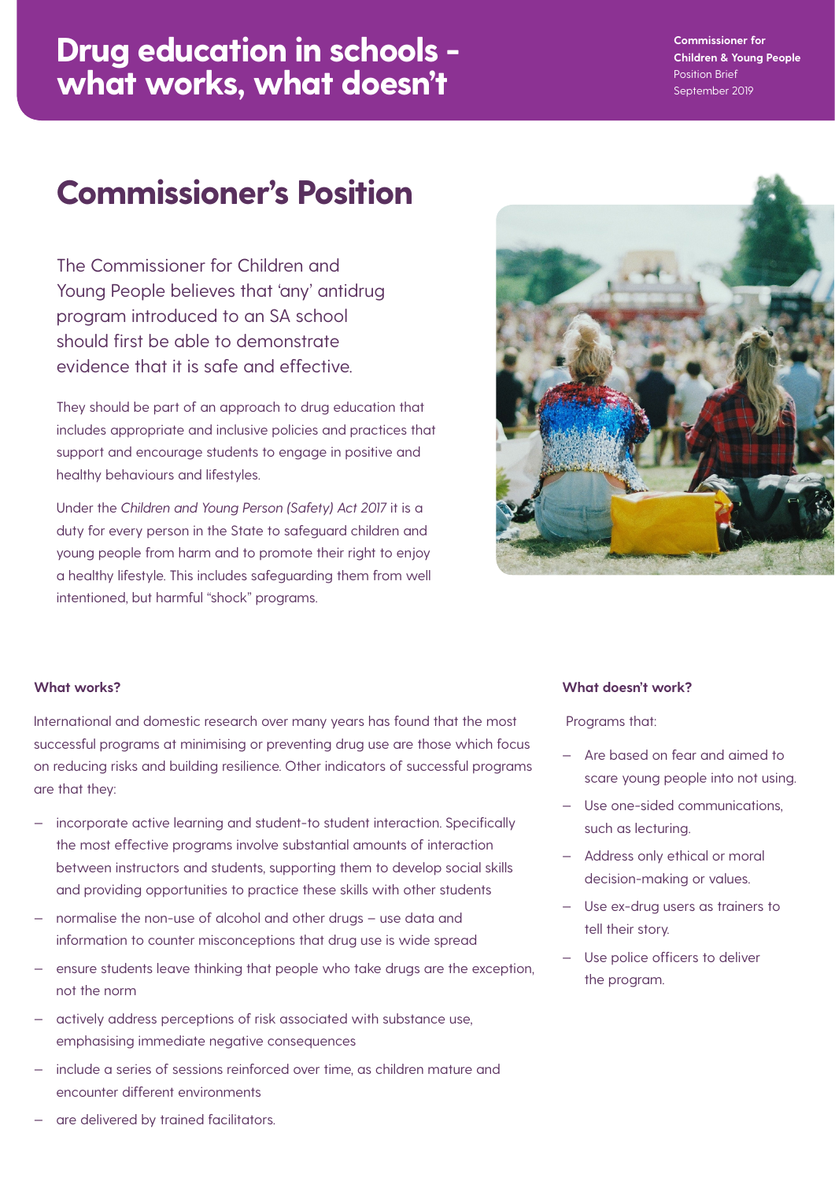# Drug education in schools - what works, what doesn't

**Commissioner for Children & Young People**
Position Brief
September 2019

## Commissioner's Position

The Commissioner for Children and Young People believes that 'any' antidrug program introduced to an SA school should first be able to demonstrate evidence that it is safe and effective.

They should be part of an approach to drug education that includes appropriate and inclusive policies and practices that support and encourage students to engage in positive and healthy behaviours and lifestyles.

Under the *Children and Young Person (Safety) Act 2017* it is a duty for every person in the State to safeguard children and young people from harm and to promote their right to enjoy a healthy lifestyle. This includes safeguarding them from well intentioned, but harmful "shock" programs.

### What works?

International and domestic research over many years has found that the most successful programs at minimising or preventing drug use are those which focus on reducing risks and building resilience. Other indicators of successful programs are that they:

- incorporate active learning and student-to student interaction. Specifically the most effective programs involve substantial amounts of interaction between instructors and students, supporting them to develop social skills and providing opportunities to practice these skills with other students
- normalise the non-use of alcohol and other drugs – use data and information to counter misconceptions that drug use is wide spread
- ensure students leave thinking that people who take drugs are the exception, not the norm
- actively address perceptions of risk associated with substance use, emphasising immediate negative consequences
- include a series of sessions reinforced over time, as children mature and encounter different environments
- are delivered by trained facilitators.

### What doesn't work?

Programs that:

- Are based on fear and aimed to scare young people into not using.
- Use one-sided communications, such as lecturing.
- Address only ethical or moral decision-making or values.
- Use ex-drug users as trainers to tell their story.
- Use police officers to deliver the program.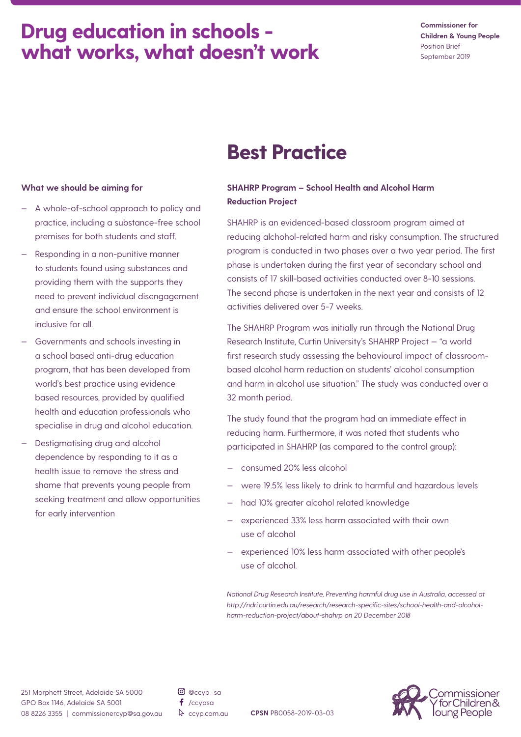# Drug education in schools - what works, what doesn't work

**Commissioner for Children & Young People**
Position Brief
September 2019

## Best Practice

### What we should be aiming for

- A whole-of-school approach to policy and practice, including a substance-free school premises for both students and staff.
- Responding in a non-punitive manner to students found using substances and providing them with the supports they need to prevent individual disengagement and ensure the school environment is inclusive for all.
- Governments and schools investing in a school based anti-drug education program, that has been developed from world's best practice using evidence based resources, provided by qualified health and education professionals who specialise in drug and alcohol education.
- Destigmatising drug and alcohol dependence by responding to it as a health issue to remove the stress and shame that prevents young people from seeking treatment and allow opportunities for early intervention

### SHAHRP Program – School Health and Alcohol Harm Reduction Project

SHAHRP is an evidenced-based classroom program aimed at reducing alchohol-related harm and risky consumption. The structured program is conducted in two phases over a two year period. The first phase is undertaken during the first year of secondary school and consists of 17 skill-based activities conducted over 8-10 sessions. The second phase is undertaken in the next year and consists of 12 activities delivered over 5-7 weeks.

The SHAHRP Program was initially run through the National Drug Research Institute, Curtin University's SHAHRP Project – "a world first research study assessing the behavioural impact of classroom-based alcohol harm reduction on students' alcohol consumption and harm in alcohol use situation." The study was conducted over a 32 month period.

The study found that the program had an immediate effect in reducing harm. Furthermore, it was noted that students who participated in SHAHRP (as compared to the control group):

- consumed 20% less alcohol
- were 19.5% less likely to drink to harmful and hazardous levels
- had 10% greater alcohol related knowledge
- experienced 33% less harm associated with their own use of alcohol
- experienced 10% less harm associated with other people's use of alcohol.

*National Drug Research Institute, Preventing harmful drug use in Australia, accessed at http://ndri.curtin.edu.au/research/research-specific-sites/school-health-and-alcohol-harm-reduction-project/about-shahrp on 20 December 2018*

251 Morphett Street, Adelaide SA 5000
GPO Box 1146, Adelaide SA 5001
08 8226 3355 | commissionercyp@sa.gov.au

@ccyp_sa
/ccypsa
ccyp.com.au

**CPSN** PB0058-2019-03-03